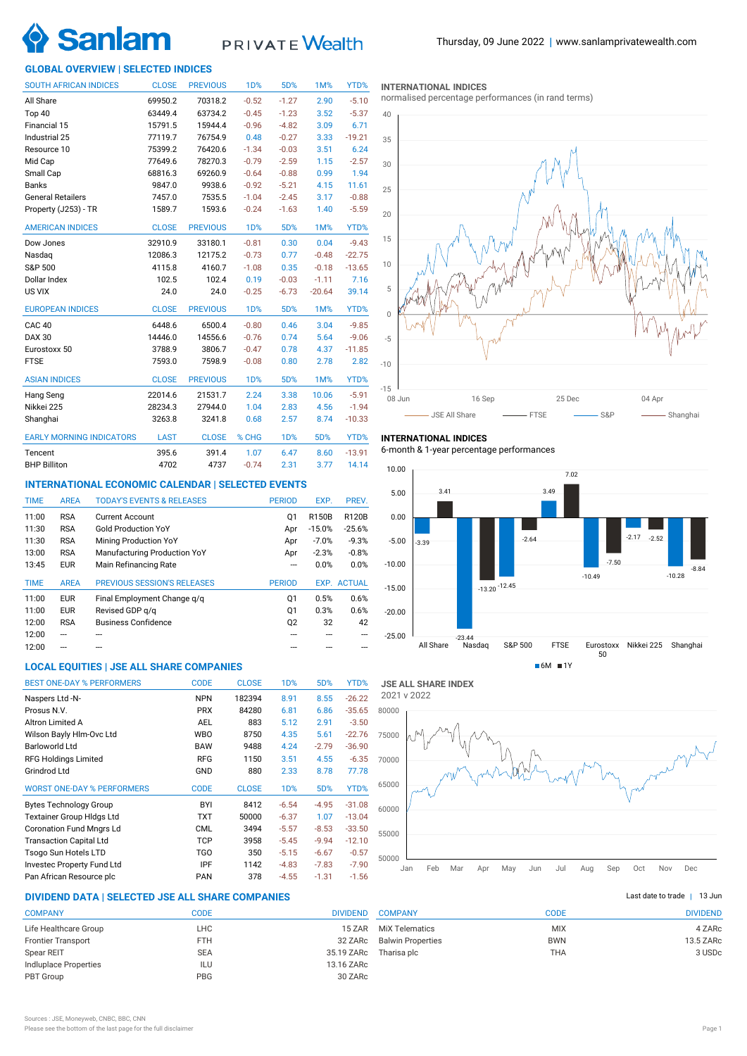Sanlam PRIVATE Wealth

Thursday, 09 June 2022 | www.sanlamprivatewealth.com

## GLOBAL OVERVIEW | SELECTED INDICES

| SOUTH AFRICAN INDICES | CLOSE | PREVIOUS | 1D% | 5D% | 1M% | YTD% |
|---|---|---|---|---|---|---|
| All Share | 69950.2 | 70318.2 | -0.52 | -1.27 | 2.90 | -5.10 |
| Top 40 | 63449.4 | 63734.2 | -0.45 | -1.23 | 3.52 | -5.37 |
| Financial 15 | 15791.5 | 15944.4 | -0.96 | -4.82 | 3.09 | 6.71 |
| Industrial 25 | 77119.7 | 76754.9 | 0.48 | -0.27 | 3.33 | -19.21 |
| Resource 10 | 75399.2 | 76420.6 | -1.34 | -0.03 | 3.51 | 6.24 |
| Mid Cap | 77649.6 | 78270.3 | -0.79 | -2.59 | 1.15 | -2.57 |
| Small Cap | 68816.3 | 69260.9 | -0.64 | -0.88 | 0.99 | 1.94 |
| Banks | 9847.0 | 9938.6 | -0.92 | -5.21 | 4.15 | 11.61 |
| General Retailers | 7457.0 | 7535.5 | -1.04 | -2.45 | 3.17 | -0.88 |
| Property (J253) - TR | 1589.7 | 1593.6 | -0.24 | -1.63 | 1.40 | -5.59 |

| AMERICAN INDICES | CLOSE | PREVIOUS | 1D% | 5D% | 1M% | YTD% |
|---|---|---|---|---|---|---|
| Dow Jones | 32910.9 | 33180.1 | -0.81 | 0.30 | 0.04 | -9.43 |
| Nasdaq | 12086.3 | 12175.2 | -0.73 | 0.77 | -0.48 | -22.75 |
| S&P 500 | 4115.8 | 4160.7 | -1.08 | 0.35 | -0.18 | -13.65 |
| Dollar Index | 102.5 | 102.4 | 0.19 | -0.03 | -1.11 | 7.16 |
| US VIX | 24.0 | 24.0 | -0.25 | -6.73 | -20.64 | 39.14 |

| EUROPEAN INDICES | CLOSE | PREVIOUS | 1D% | 5D% | 1M% | YTD% |
|---|---|---|---|---|---|---|
| CAC 40 | 6448.6 | 6500.4 | -0.80 | 0.46 | 3.04 | -9.85 |
| DAX 30 | 14446.0 | 14556.6 | -0.76 | 0.74 | 5.64 | -9.06 |
| Eurostoxx 50 | 3788.9 | 3806.7 | -0.47 | 0.78 | 4.37 | -11.85 |
| FTSE | 7593.0 | 7598.9 | -0.08 | 0.80 | 2.78 | 2.82 |

| ASIAN INDICES | CLOSE | PREVIOUS | 1D% | 5D% | 1M% | YTD% |
|---|---|---|---|---|---|---|
| Hang Seng | 22014.6 | 21531.7 | 2.24 | 3.38 | 10.06 | -5.91 |
| Nikkei 225 | 28234.3 | 27944.0 | 1.04 | 2.83 | 4.56 | -1.94 |
| Shanghai | 3263.8 | 3241.8 | 0.68 | 2.57 | 8.74 | -10.33 |

| EARLY MORNING INDICATORS | LAST | CLOSE | % CHG | 5D% | 1M% | YTD% |
|---|---|---|---|---|---|---|
| Tencent | 395.6 | 391.4 | 1.07 | 6.47 | 8.60 | -13.91 |
| BHP Billiton | 4702 | 4737 | -0.74 | 2.31 | 3.77 | 14.14 |

### INTERNATIONAL INDICES
normalised percentage performances (in rand terms)

40, 35, 30, 25, 20, 15, 10, 5, 0, -5, -10, -15

08 Jun, 16 Sep, 25 Dec, 04 Apr

JSE All Share, FTSE, S&P, Shanghai

### INTERNATIONAL INDICES
6-month & 1-year percentage performances

10.00, 5.00, 0.00, -5.00, -10.00, -15.00, -20.00, -25.00

All Share: -3.39, 3.41
Nasdaq: -23.44, -13.20
S&P 500: -12.45, -2.64
FTSE: 3.49, 7.02
Eurostoxx 50: -10.49, -7.50
Nikkei 225: -2.17, -2.52
Shanghai: -10.28, -8.84

6M 1Y

## INTERNATIONAL ECONOMIC CALENDAR | SELECTED EVENTS

| TIME | AREA | TODAY'S EVENTS & RELEASES | PERIOD | EXP. | PREV. |
|---|---|---|---|---|---|
| 11:00 | RSA | Current Account | Q1 | R150B | R120B |
| 11:30 | RSA | Gold Production YoY | Apr | -15.0% | -25.6% |
| 11:30 | RSA | Mining Production YoY | Apr | -7.0% | -9.3% |
| 13:00 | RSA | Manufacturing Production YoY | Apr | -2.3% | -0.8% |
| 13:45 | EUR | Main Refinancing Rate | --- | 0.0% | 0.0% |

| TIME | AREA | PREVIOUS SESSION'S RELEASES | PERIOD | EXP. | ACTUAL |
|---|---|---|---|---|---|
| 11:00 | EUR | Final Employment Change q/q | Q1 | 0.5% | 0.6% |
| 11:00 | EUR | Revised GDP q/q | Q1 | 0.3% | 0.6% |
| 12:00 | RSA | Business Confidence | Q2 | 32 | 42 |
| 12:00 | --- | --- | --- | --- | --- |
| 12:00 | --- | --- | --- | --- | --- |

## LOCAL EQUITIES | JSE ALL SHARE COMPANIES

| BEST ONE-DAY % PERFORMERS | CODE | CLOSE | 1D% | 5D% | YTD% |
|---|---|---|---|---|---|
| Naspers Ltd -N- | NPN | 182394 | 8.91 | 8.55 | -26.22 |
| Prosus N.V. | PRX | 84280 | 6.81 | 6.86 | -35.65 |
| Altron Limited A | AEL | 883 | 5.12 | 2.91 | -3.50 |
| Wilson Bayly Hlm-Ovc Ltd | WBO | 8750 | 4.35 | 5.61 | -22.76 |
| Barloworld Ltd | BAW | 9488 | 4.24 | -2.79 | -36.90 |
| RFG Holdings Limited | RFG | 1150 | 3.51 | 4.55 | -6.35 |
| Grindrod Ltd | GND | 880 | 2.33 | 8.78 | 77.78 |

| WORST ONE-DAY % PERFORMERS | CODE | CLOSE | 1D% | 5D% | YTD% |
|---|---|---|---|---|---|
| Bytes Technology Group | BYI | 8412 | -6.54 | -4.95 | -31.08 |
| Textainer Group Hldgs Ltd | TXT | 50000 | -6.37 | 1.07 | -13.04 |
| Coronation Fund Mngrs Ld | CML | 3494 | -5.57 | -8.53 | -33.50 |
| Transaction Capital Ltd | TCP | 3958 | -5.45 | -9.94 | -12.10 |
| Tsogo Sun Hotels LTD | TGO | 350 | -5.15 | -6.67 | -0.57 |
| Investec Property Fund Ltd | IPF | 1142 | -4.83 | -7.83 | -7.90 |
| Pan African Resource plc | PAN | 378 | -4.55 | -1.31 | -1.56 |

### JSE ALL SHARE INDEX
2021 v 2022

80000, 75000, 70000, 65000, 60000, 55000, 50000

Jan, Feb, Mar, Apr, May, Jun, Jul, Aug, Sep, Oct, Nov, Dec

## DIVIDEND DATA | SELECTED JSE ALL SHARE COMPANIES

Last date to trade | 13 Jun

| COMPANY | CODE | DIVIDEND | COMPANY | CODE | DIVIDEND |
|---|---|---|---|---|---|
| Life Healthcare Group | LHC | 15 ZAR | MiX Telematics | MIX | 4 ZARc |
| Frontier Transport | FTH | 32 ZARc | Balwin Properties | BWN | 13.5 ZARc |
| Spear REIT | SEA | 35.19 ZARc | Tharisa plc | THA | 3 USDc |
| Indluplace Properties | ILU | 13.16 ZARc | | | |
| PBT Group | PBG | 30 ZARc | | | |

Sources : JSE, Moneyweb, CNBC, BBC, CNN
Please see the bottom of the last page for the full disclaimer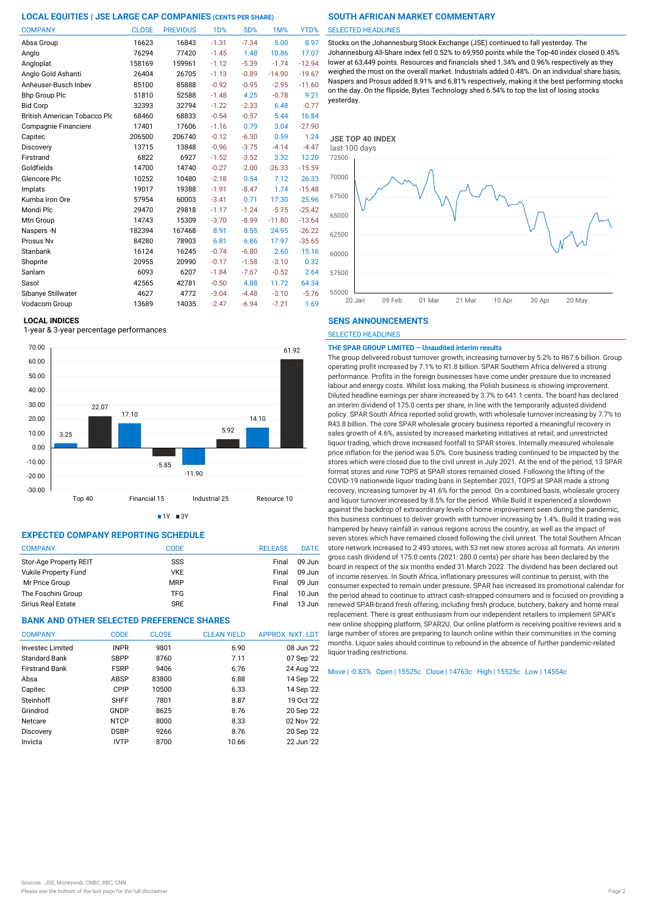## LOCAL EQUITIES | JSE LARGE CAP COMPANIES (CENTS PER SHARE)

| COMPANY | CLOSE | PREVIOUS | 1D% | 5D% | 1M% | YTD% |
|---|---|---|---|---|---|---|
| Absa Group | 16623 | 16843 | -1.31 | -7.34 | 5.00 | 8.97 |
| Anglo | 76294 | 77420 | -1.45 | 1.48 | 10.86 | 17.07 |
| Angloplat | 158169 | 159961 | -1.12 | -5.39 | -1.74 | -12.94 |
| Anglo Gold Ashanti | 26404 | 26705 | -1.13 | -0.89 | -14.90 | -19.67 |
| Anheuser-Busch Inbev | 85100 | 85888 | -0.92 | -0.95 | -2.95 | -11.60 |
| Bhp Group Plc | 51810 | 52588 | -1.48 | 4.25 | -0.78 | 9.21 |
| Bid Corp | 32393 | 32794 | -1.22 | -2.33 | 6.48 | -0.77 |
| British American Tobacco Plc | 68460 | 68833 | -0.54 | -0.57 | 5.44 | 16.84 |
| Compagnie Financiere | 17401 | 17606 | -1.16 | 0.79 | 3.04 | -27.90 |
| Capitec | 206500 | 206740 | -0.12 | -6.30 | 0.59 | 1.24 |
| Discovery | 13715 | 13848 | -0.96 | -3.75 | -4.14 | -4.47 |
| Firstrand | 6822 | 6927 | -1.52 | -3.52 | 3.32 | 12.20 |
| Goldfields | 14700 | 14740 | -0.27 | -2.00 | -26.33 | -15.59 |
| Glencore Plc | 10252 | 10480 | -2.18 | 0.54 | 7.12 | 26.33 |
| Implats | 19017 | 19388 | -1.91 | -8.47 | 1.74 | -15.48 |
| Kumba Iron Ore | 57954 | 60003 | -3.41 | 0.71 | 17.30 | 25.96 |
| Mondi Plc | 29470 | 29818 | -1.17 | -1.24 | -5.75 | -25.42 |
| Mtn Group | 14743 | 15309 | -3.70 | -8.99 | -11.80 | -13.64 |
| Naspers -N | 182394 | 167468 | 8.91 | 8.55 | 24.95 | -26.22 |
| Prosus Nv | 84280 | 78903 | 6.81 | 6.86 | 17.97 | -35.65 |
| Stanbank | 16124 | 16245 | -0.74 | -6.80 | 2.60 | 15.16 |
| Shoprite | 20955 | 20990 | -0.17 | -1.58 | -3.10 | 0.32 |
| Sanlam | 6093 | 6207 | -1.84 | -7.67 | -0.52 | 2.64 |
| Sasol | 42565 | 42781 | -0.50 | 4.88 | 11.72 | 64.34 |
| Sibanye Stillwater | 4627 | 4772 | -3.04 | -4.48 | -3.10 | -5.76 |
| Vodacom Group | 13689 | 14035 | -2.47 | -6.94 | -7.21 | 1.69 |

## LOCAL INDICES

1-year & 3-year percentage performances

70.00
60.00
50.00
40.00
30.00
20.00
10.00
0.00
-10.00
-20.00
-30.00

Top 40: 3.25, 22.07
Financial 15: 17.10, -5.85
Industrial 25: -11.90, 5.92
Resource 10: 14.10, 61.92

1Y 3Y

## EXPECTED COMPANY REPORTING SCHEDULE

| COMPANY | CODE | RELEASE | DATE |
|---|---|---|---|
| Stor-Age Property REIT | SSS | Final | 09 Jun |
| Vukile Property Fund | VKE | Final | 09 Jun |
| Mr Price Group | MRP | Final | 09 Jun |
| The Foschini Group | TFG | Final | 10 Jun |
| Sirius Real Estate | SRE | Final | 13 Jun |

## BANK AND OTHER SELECTED PREFERENCE SHARES

| COMPANY | CODE | CLOSE | CLEAN YIELD | APPROX. NXT. LDT |
|---|---|---|---|---|
| Investec Limited | INPR | 9801 | 6.90 | 08 Jun '22 |
| Standard Bank | SBPP | 8760 | 7.11 | 07 Sep '22 |
| Firstrand Bank | FSRP | 9406 | 6.76 | 24 Aug '22 |
| Absa | ABSP | 83800 | 6.88 | 14 Sep '22 |
| Capitec | CPIP | 10500 | 6.33 | 14 Sep '22 |
| Steinhoff | SHFF | 7801 | 8.87 | 19 Oct '22 |
| Grindrod | GNDP | 8625 | 8.76 | 20 Sep '22 |
| Netcare | NTCP | 8000 | 8.33 | 02 Nov '22 |
| Discovery | DSBP | 9266 | 8.76 | 20 Sep '22 |
| Invicta | IVTP | 8700 | 10.66 | 22 Jun '22 |

## SOUTH AFRICAN MARKET COMMENTARY

SELECTED HEADLINES

Stocks on the Johannesburg Stock Exchange (JSE) continued to fall yesterday. The Johannesburg All-Share index fell 0.52% to 69,950 points while the Top-40 index closed 0.45% lower at 63,449 points. Resources and financials shed 1.34% and 0.96% respectively as they weighed the most on the overall market. Industrials added 0.48%. On an individual share basis, Naspers and Prosus added 8.91% and 6.81% respectively, making it the best performing stocks on the day. On the flipside, Bytes Technology shed 6.54% to top the list of losing stocks yesterday.

**JSE TOP 40 INDEX**

last 100 days

72500
70000
67500
65000
62500
60000
57500
55000

20 Jan 09 Feb 01 Mar 21 Mar 10 Apr 30 Apr 20 May

## SENS ANNOUNCEMENTS

SELECTED HEADLINES

**THE SPAR GROUP LIMITED – Unaudited interim results**

The group delivered robust turnover growth, increasing turnover by 5.2% to R67.6 billion. Group operating profit increased by 7.1% to R1.8 billion. SPAR Southern Africa delivered a strong performance. Profits in the foreign businesses have come under pressure due to increased labour and energy costs. Whilst loss making, the Polish business is showing improvement. Diluted headline earnings per share increased by 3.7% to 641.1 cents. The board has declared an interim dividend of 175.0 cents per share, in line with the temporarily adjusted dividend policy. SPAR South Africa reported solid growth, with wholesale turnover increasing by 7.7% to R43.8 billion. The core SPAR wholesale grocery business reported a meaningful recovery in sales growth of 4.6%, assisted by increased marketing initiatives at retail, and unrestricted liquor trading, which drove increased footfall to SPAR stores. Internally measured wholesale price inflation for the period was 5.0%. Core business trading continued to be impacted by the stores which were closed due to the civil unrest in July 2021. At the end of the period, 13 SPAR format stores and nine TOPS at SPAR stores remained closed. Following the lifting of the COVID-19 nationwide liquor trading bans in September 2021, TOPS at SPAR made a strong recovery, increasing turnover by 41.6% for the period. On a combined basis, wholesale grocery and liquor turnover increased by 8.5% for the period. While Build it experienced a slowdown against the backdrop of extraordinary levels of home improvement seen during the pandemic, this business continues to deliver growth with turnover increasing by 1.4%. Build it trading was hampered by heavy rainfall in various regions across the country, as well as the impact of seven stores which have remained closed following the civil unrest. The total Southern African store network increased to 2 493 stores, with 53 net new stores across all formats. An interim gross cash dividend of 175.0 cents (2021: 280.0 cents) per share has been declared by the board in respect of the six months ended 31 March 2022. The dividend has been declared out of income reserves. In South Africa, inflationary pressures will continue to persist, with the consumer expected to remain under pressure. SPAR has increased its promotional calendar for the period ahead to continue to attract cash-strapped consumers and is focused on providing a renewed SPAR-brand fresh offering, including fresh produce, butchery, bakery and home meal replacement. There is great enthusiasm from our independent retailers to implement SPAR's new online shopping platform, SPAR2U. Our online platform is receiving positive reviews and a large number of stores are preparing to launch online within their communities in the coming months. Liquor sales should continue to rebound in the absence of further pandemic-related liquor trading restrictions.

Move | -0.83% Open | 15525c Close | 14763c High | 15525c Low | 14554c

Sources : JSE, Moneyweb, CNBC, BBC, CNN
Please see the bottom of the last page for the full disclaimer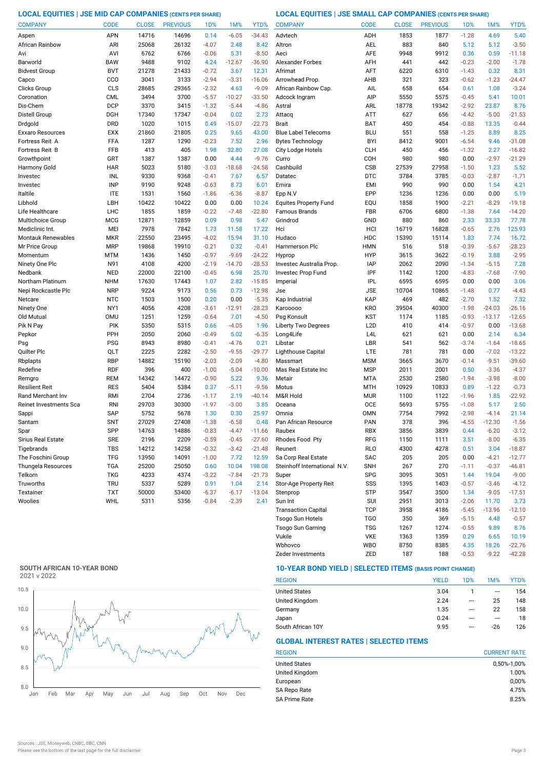## LOCAL EQUITIES | JSE MID CAP COMPANIES (CENTS PER SHARE)

| COMPANY | CODE | CLOSE | PREVIOUS | 1D% | 1M% | YTD% |
|---|---|---|---|---|---|---|
| Aspen | APN | 14716 | 14696 | 0.14 | -6.05 | -34.43 |
| African Rainbow | ARI | 25068 | 26132 | -4.07 | 2.48 | 8.42 |
| Avi | AVI | 6762 | 6766 | -0.06 | 5.31 | -8.50 |
| Barworld | BAW | 9488 | 9102 | 4.24 | -12.67 | -36.90 |
| Bidvest Group | BVT | 21278 | 21433 | -0.72 | 3.67 | 12.31 |
| Capco | CCO | 3041 | 3133 | -2.94 | -3.31 | -16.06 |
| Clicks Group | CLS | 28685 | 29365 | -2.32 | 4.63 | -9.09 |
| Coronation | CML | 3494 | 3700 | -5.57 | -10.27 | -33.50 |
| Dis-Chem | DCP | 3370 | 3415 | -1.32 | -5.44 | -4.86 |
| Distell Group | DGH | 17340 | 17347 | -0.04 | 0.02 | 2.73 |
| Drdgold | DRD | 1020 | 1015 | 0.49 | -15.07 | -22.73 |
| Exxaro Resources | EXX | 21860 | 21805 | 0.25 | 9.65 | 43.00 |
| Fortress Reit A | FFA | 1287 | 1290 | -0.23 | 7.52 | 2.96 |
| Fortress Reit B | FFB | 413 | 405 | 1.98 | 32.80 | 27.08 |
| Growthpoint | GRT | 1387 | 1387 | 0.00 | 4.44 | -9.76 |
| Harmony Gold | HAR | 5023 | 5180 | -3.03 | -18.68 | -24.58 |
| Investec | INL | 9330 | 9368 | -0.41 | 7.67 | 6.57 |
| Investec | INP | 9190 | 9248 | -0.63 | 8.73 | 6.01 |
| Italtile | ITE | 1531 | 1560 | -1.86 | -6.36 | -8.87 |
| Libhold | LBH | 10422 | 10422 | 0.00 | 0.00 | 10.24 |
| Life Healthcare | LHC | 1855 | 1859 | -0.22 | -7.48 | -22.80 |
| Multichoice Group | MCG | 12871 | 12859 | 0.09 | 0.98 | 5.47 |
| Mediclinic Int. | MEI | 7978 | 7842 | 1.73 | 11.58 | 17.22 |
| Montauk Renewables | MKR | 22550 | 23495 | -4.02 | 15.94 | 31.10 |
| Mr Price Group | MRP | 19868 | 19910 | -0.21 | 0.32 | -1.24 |
| Momentum | MTM | 1436 | 1450 | -0.97 | -9.69 | -24.22 |
| Ninety One Plc | N91 | 4108 | 4200 | -2.19 | -14.70 | -28.53 |
| Nedbank | NED | 22000 | 22100 | -0.45 | 6.98 | 25.70 |
| Northam Platinum | NHM | 17630 | 17443 | 1.07 | 2.82 | -15.85 |
| Nepi Rockcastle Plc | NRP | 9224 | 9173 | 0.56 | 0.73 | -12.98 |
| Netcare | NTC | 1503 | 1500 | 0.20 | 0.00 | -5.35 |
| Ninety One | NY1 | 4056 | 4208 | -3.61 | -12.91 | -28.23 |
| Old Mutual | OMU | 1251 | 1259 | -0.64 | 7.01 | -4.50 |
| Pik N Pay | PIK | 5350 | 5315 | 0.66 | -4.05 | 1.96 |
| Pepkor | PPH | 2050 | 2060 | -0.49 | 5.02 | -6.35 |
| Psg | PSG | 8943 | 8980 | -0.41 | -4.76 | 0.21 |
| Quilter Plc | QLT | 2225 | 2282 | -2.50 | -9.55 | -29.77 |
| Rbplapts | RBP | 14882 | 15190 | -2.03 | -2.09 | -4.80 |
| Redefine | RDF | 396 | 400 | -1.00 | -5.04 | -10.00 |
| Remgro | REM | 14342 | 14472 | -0.90 | 5.22 | 9.36 |
| Resilient Reit | RES | 5404 | 5384 | 0.37 | -5.11 | -9.56 |
| Rand Merchant Inv | RMI | 2704 | 2736 | -1.17 | 2.19 | -40.14 |
| Reinet Investments Sca | RNI | 29703 | 30300 | -1.97 | -3.00 | 3.85 |
| Sappi | SAP | 5752 | 5678 | 1.30 | 0.30 | 25.97 |
| Santam | SNT | 27029 | 27408 | -1.38 | -6.58 | 0.48 |
| Spar | SPP | 14763 | 14886 | -0.83 | -4.47 | -11.66 |
| Sirius Real Estate | SRE | 2196 | 2209 | -0.59 | -0.45 | -27.60 |
| Tigebrands | TBS | 14212 | 14258 | -0.32 | -3.42 | -21.48 |
| The Foschini Group | TFG | 13950 | 14091 | -1.00 | 7.72 | 12.59 |
| Thungela Resources | TGA | 25200 | 25050 | 0.60 | 10.04 | 198.08 |
| Telkom | TKG | 4233 | 4374 | -3.22 | -7.84 | -21.73 |
| Truworths | TRU | 5337 | 5289 | 0.91 | 1.04 | 2.14 |
| Textainer | TXT | 50000 | 53400 | -6.37 | -6.17 | -13.04 |
| Woolies | WHL | 5311 | 5356 | -0.84 | -2.39 | 2.41 |

## LOCAL EQUITIES | JSE SMALL CAP COMPANIES (CENTS PER SHARE)

| COMPANY | CODE | CLOSE | PREVIOUS | 1D% | 1M% | YTD% |
|---|---|---|---|---|---|---|
| Advtech | ADH | 1853 | 1877 | -1.28 | 4.69 | 5.40 |
| Altron | AEL | 883 | 840 | 5.12 | 5.12 | -3.50 |
| Aeci | AFE | 9948 | 9912 | 0.36 | 0.59 | -11.18 |
| Alexander Forbes | AFH | 441 | 442 | -0.23 | -2.00 | -1.78 |
| Afrimat | AFT | 6220 | 6310 | -1.43 | 0.32 | 8.31 |
| Arrowhead Prop. | AHB | 321 | 323 | -0.62 | -1.23 | -24.47 |
| African Rainbow Cap. | AIL | 658 | 654 | 0.61 | 1.08 | -3.24 |
| Adcock Ingram | AIP | 5550 | 5575 | -0.45 | 5.41 | 10.01 |
| Astral | ARL | 18778 | 19342 | -2.92 | 23.87 | 8.76 |
| Attacq | ATT | 627 | 656 | -4.42 | -5.00 | -21.53 |
| Brait | BAT | 450 | 454 | -0.88 | 13.35 | -0.44 |
| Blue Label Telecoms | BLU | 551 | 558 | -1.25 | 8.89 | 8.25 |
| Bytes Technology | BYI | 8412 | 9001 | -6.54 | 9.46 | -31.08 |
| City Lodge Hotels | CLH | 450 | 456 | -1.32 | 2.27 | -16.82 |
| Curro | COH | 980 | 980 | 0.00 | -2.97 | -21.29 |
| Cashbuild | CSB | 27539 | 27958 | -1.50 | 1.23 | 5.52 |
| Datatec | DTC | 3784 | 3785 | -0.03 | -2.87 | -1.71 |
| Emira | EMI | 990 | 990 | 0.00 | 1.54 | 4.21 |
| Epp N.V | EPP | 1236 | 1236 | 0.00 | 0.00 | 5.19 |
| Equites Property Fund | EQU | 1858 | 1900 | -2.21 | -8.29 | -19.18 |
| Famous Brands | FBR | 6706 | 6800 | -1.38 | 7.64 | -14.20 |
| Grindrod | GND | 880 | 860 | 2.33 | 33.33 | 77.78 |
| Hci | HCI | 16719 | 16828 | -0.65 | 2.76 | 125.93 |
| Hudaco | HDC | 15390 | 15114 | 1.83 | 7.74 | 16.72 |
| Hammerson Plc | HMN | 516 | 518 | -0.39 | -5.67 | -28.23 |
| Hyprop | HYP | 3615 | 3622 | -0.19 | 3.88 | -2.95 |
| Investec Australia Prop. | IAP | 2062 | 2090 | -1.34 | -5.15 | 7.28 |
| Investec Prop Fund | IPF | 1142 | 1200 | -4.83 | -7.68 | -7.90 |
| Imperial | IPL | 6595 | 6595 | 0.00 | 0.00 | 3.06 |
| Jse | JSE | 10704 | 10865 | -1.48 | 0.77 | -4.43 |
| Kap Industrial | KAP | 469 | 482 | -2.70 | 1.52 | 7.32 |
| Karooooo | KRO | 39504 | 40300 | -1.98 | -24.03 | -26.16 |
| Psg Konsult | KST | 1174 | 1185 | -0.93 | -13.17 | -12.65 |
| Liberty Two Degrees | L2D | 410 | 414 | -0.97 | 0.00 | -13.68 |
| Long4Life | L4L | 621 | 621 | 0.00 | 2.14 | 6.34 |
| Libstar | LBR | 541 | 562 | -3.74 | -1.64 | -18.65 |
| Lighthouse Capital | LTE | 781 | 781 | 0.00 | -7.02 | -13.22 |
| Massmart | MSM | 3665 | 3670 | -0.14 | -9.51 | -39.60 |
| Mas Real Estate Inc | MSP | 2011 | 2001 | 0.50 | -3.36 | -4.37 |
| Metair | MTA | 2530 | 2580 | -1.94 | -3.98 | -8.00 |
| Motus | MTH | 10929 | 10833 | 0.89 | -1.22 | -0.73 |
| M&R Hold | MUR | 1100 | 1122 | -1.96 | 1.85 | -22.92 |
| Oceana | OCE | 5693 | 5755 | -1.08 | 5.17 | 2.50 |
| Omnia | OMN | 7754 | 7992 | -2.98 | -4.14 | 21.14 |
| Pan African Resource | PAN | 378 | 396 | -4.55 | -12.30 | -1.56 |
| Raubex | RBX | 3856 | 3839 | 0.44 | -6.20 | -3.12 |
| Rhodes Food Pty | RFG | 1150 | 1111 | 3.51 | -8.00 | -6.35 |
| Reunert | RLO | 4300 | 4278 | 0.51 | 3.04 | -18.87 |
| Sa Corp Real Estate | SAC | 205 | 205 | 0.00 | -4.21 | -12.77 |
| Steinhoff International N.V. | SNH | 267 | 270 | -1.11 | -0.37 | -46.81 |
| Super | SPG | 3095 | 3051 | 1.44 | 19.04 | -9.00 |
| Stor-Age Property Reit | SSS | 1395 | 1403 | -0.57 | -3.46 | -4.12 |
| Stenprop | STP | 3547 | 3500 | 1.34 | -9.05 | -17.51 |
| Sun Int | SUI | 2951 | 3013 | -2.06 | 11.70 | 3.73 |
| Transaction Capital | TCP | 3958 | 4186 | -5.45 | -13.96 | -12.10 |
| Tsogo Sun Hotels | TGO | 350 | 369 | -5.15 | 4.48 | -0.57 |
| Tsogo Sun Gaming | TSG | 1267 | 1274 | -0.55 | 9.89 | 8.76 |
| Vukile | VKE | 1363 | 1359 | 0.29 | 6.65 | 10.19 |
| Wbhovco | WBO | 8750 | 8385 | 4.35 | 18.26 | -22.76 |
| Zeder Investments | ZED | 187 | 188 | -0.53 | -9.22 | -42.28 |

## SOUTH AFRICAN 10-YEAR BOND

2021 v 2022

10.5
10.0
9.5
9.0
8.5
8.0

Jan Feb Mar Apr May Jun Jul Aug Sep Oct Nov Dec

## 10-YEAR BOND YIELD | SELECTED ITEMS (BASIS POINT CHANGE)

| REGION | YIELD | 1D% | 1M% | YTD% |
|---|---|---|---|---|
| United States | 3.04 | 1 | — | 154 |
| United Kingdom | 2.24 | — | 25 | 148 |
| Germany | 1.35 | — | 22 | 158 |
| Japan | 0.24 | — | — | 18 |
| South African 10Y | 9.95 | — | -26 | 126 |

## GLOBAL INTEREST RATES | SELECTED ITEMS

| REGION | CURRENT RATE |
|---|---|
| United States | 0,50%-1,00% |
| United Kingdom | 1.00% |
| European | 0,00% |
| SA Repo Rate | 4.75% |
| SA Prime Rate | 8.25% |

Sources : JSE, Moneyweb, CNBC, BBC, CNN

Please see the bottom of the last page for the full disclaimer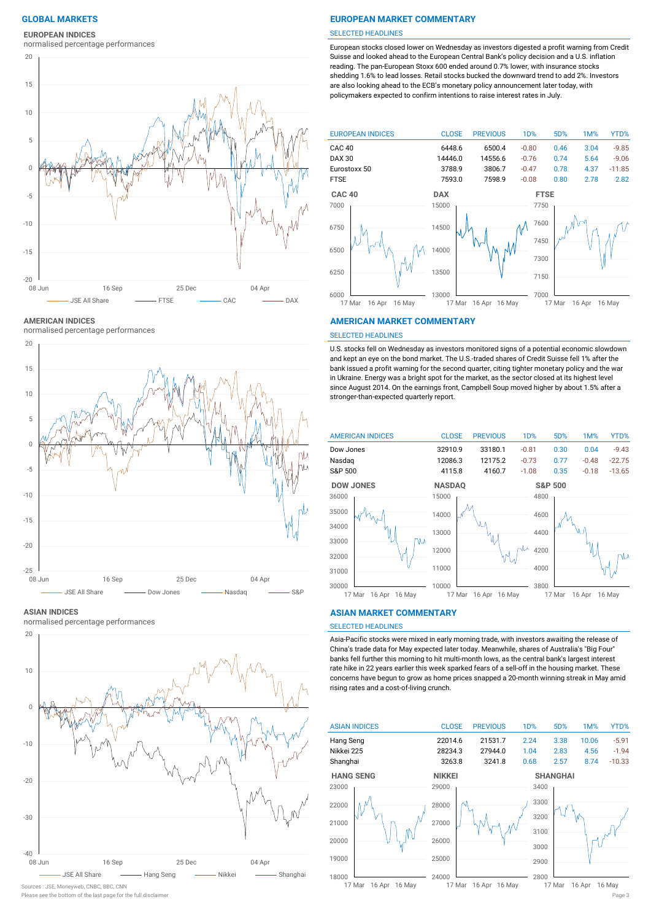## GLOBAL MARKETS

### EUROPEAN INDICES

normalised percentage performances

20
15
10
5
0
-5
-10
-15
-20
08 Jun
16 Sep
25 Dec
04 Apr
JSE All Share
FTSE
CAC
DAX

### AMERICAN INDICES

normalised percentage performances

20
15
10
5
0
-5
-10
-15
-20
-25
08 Jun
16 Sep
25 Dec
04 Apr
JSE All Share
Dow Jones
Nasdaq
S&P

### ASIAN INDICES

normalised percentage performances

20
10
0
-10
-20
-30
-40
08 Jun
16 Sep
25 Dec
04 Apr
JSE All Share
Hang Seng
Nikkei
Shanghai

Sources : JSE, Moneyweb, CNBC, BBC, CNN

Please see the bottom of the last page for the full disclaimer

## EUROPEAN MARKET COMMENTARY

SELECTED HEADLINES

European stocks closed lower on Wednesday as investors digested a profit warning from Credit Suisse and looked ahead to the European Central Bank's policy decision and a U.S. inflation reading. The pan-European Stoxx 600 ended around 0.7% lower, with insurance stocks shedding 1.6% to lead losses. Retail stocks bucked the downward trend to add 2%. Investors are also looking ahead to the ECB's monetary policy announcement later today, with policymakers expected to confirm intentions to raise interest rates in July.

| EUROPEAN INDICES | CLOSE | PREVIOUS | 1D% | 5D% | 1M% | YTD% |
|---|---|---|---|---|---|---|
| CAC 40 | 6448.6 | 6500.4 | -0.80 | 0.46 | 3.04 | -9.85 |
| DAX 30 | 14446.0 | 14556.6 | -0.76 | 0.74 | 5.64 | -9.06 |
| Eurostoxx 50 | 3788.9 | 3806.7 | -0.47 | 0.78 | 4.37 | -11.85 |
| FTSE | 7593.0 | 7598.9 | -0.08 | 0.80 | 2.78 | 2.82 |

**CAC 40**

7000
6750
6500
6250
6000
17 Mar
16 Apr
16 May

**DAX**

15000
14500
14000
13500
13000
17 Mar
16 Apr
16 May

**FTSE**

7750
7600
7450
7300
7150
7000
17 Mar
16 Apr
16 May

## AMERICAN MARKET COMMENTARY

SELECTED HEADLINES

U.S. stocks fell on Wednesday as investors monitored signs of a potential economic slowdown and kept an eye on the bond market. The U.S.-traded shares of Credit Suisse fell 1% after the bank issued a profit warning for the second quarter, citing tighter monetary policy and the war in Ukraine. Energy was a bright spot for the market, as the sector closed at its highest level since August 2014. On the earnings front, Campbell Soup moved higher by about 1.5% after a stronger-than-expected quarterly report.

| AMERICAN INDICES | CLOSE | PREVIOUS | 1D% | 5D% | 1M% | YTD% |
|---|---|---|---|---|---|---|
| Dow Jones | 32910.9 | 33180.1 | -0.81 | 0.30 | 0.04 | -9.43 |
| Nasdaq | 12086.3 | 12175.2 | -0.73 | 0.77 | -0.48 | -22.75 |
| S&P 500 | 4115.8 | 4160.7 | -1.08 | 0.35 | -0.18 | -13.65 |

**DOW JONES**

36000
35000
34000
33000
32000
31000
30000
17 Mar
16 Apr
16 May

**NASDAQ**

15000
14000
13000
12000
11000
10000
17 Mar
16 Apr
16 May

**S&P 500**

4800
4600
4400
4200
4000
3800
17 Mar
16 Apr
16 May

## ASIAN MARKET COMMENTARY

SELECTED HEADLINES

Asia-Pacific stocks were mixed in early morning trade, with investors awaiting the release of China's trade data for May expected later today. Meanwhile, shares of Australia's "Big Four" banks fell further this morning to hit multi-month lows, as the central bank's largest interest rate hike in 22 years earlier this week sparked fears of a sell-off in the housing market. These concerns have begun to grow as home prices snapped a 20-month winning streak in May amid rising rates and a cost-of-living crunch.

| ASIAN INDICES | CLOSE | PREVIOUS | 1D% | 5D% | 1M% | YTD% |
|---|---|---|---|---|---|---|
| Hang Seng | 22014.6 | 21531.7 | 2.24 | 3.38 | 10.06 | -5.91 |
| Nikkei 225 | 28234.3 | 27944.0 | 1.04 | 2.83 | 4.56 | -1.94 |
| Shanghai | 3263.8 | 3241.8 | 0.68 | 2.57 | 8.74 | -10.33 |

**HANG SENG**

23000
22000
21000
20000
19000
18000
17 Mar
16 Apr
16 May

**NIKKEI**

29000
28000
27000
26000
25000
24000
17 Mar
16 Apr
16 May

**SHANGHAI**

3400
3300
3200
3100
3000
2900
2800
17 Mar
16 Apr
16 May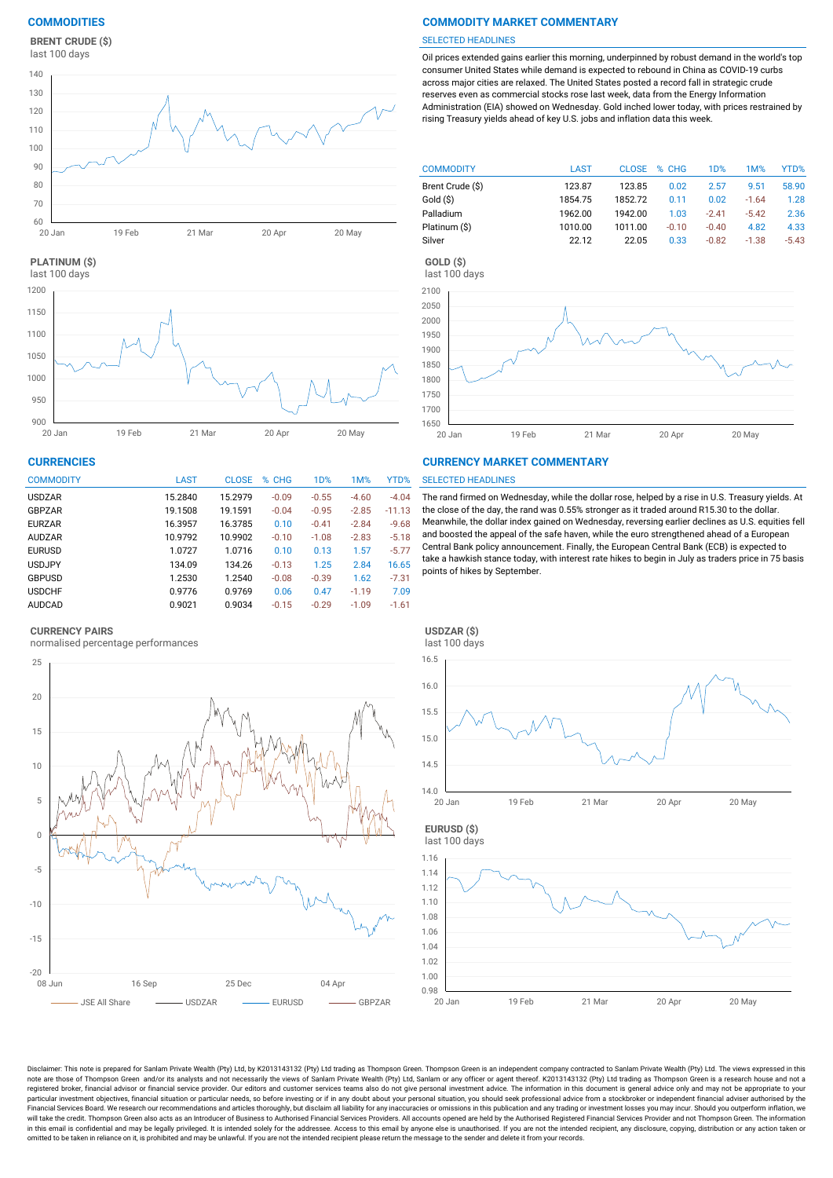## COMMODITIES

**BRENT CRUDE ($)**
last 100 days

140
130
120
110
100
90
80
70
60
20 Jan
19 Feb
21 Mar
20 Apr
20 May

**PLATINUM ($)**
last 100 days

1200
1150
1100
1050
1000
950
900
20 Jan
19 Feb
21 Mar
20 Apr
20 May

## COMMODITY MARKET COMMENTARY

SELECTED HEADLINES

Oil prices extended gains earlier this morning, underpinned by robust demand in the world's top consumer United States while demand is expected to rebound in China as COVID-19 curbs across major cities are relaxed. The United States posted a record fall in strategic crude reserves even as commercial stocks rose last week, data from the Energy Information Administration (EIA) showed on Wednesday. Gold inched lower today, with prices restrained by rising Treasury yields ahead of key U.S. jobs and inflation data this week.

| COMMODITY | LAST | CLOSE | % CHG | 1D% | 1M% | YTD% |
|---|---|---|---|---|---|---|
| Brent Crude ($) | 123.87 | 123.85 | 0.02 | 2.57 | 9.51 | 58.90 |
| Gold ($) | 1854.75 | 1852.72 | 0.11 | 0.02 | -1.64 | 1.28 |
| Palladium | 1962.00 | 1942.00 | 1.03 | -2.41 | -5.42 | 2.36 |
| Platinum ($) | 1010.00 | 1011.00 | -0.10 | -0.40 | 4.82 | 4.33 |
| Silver | 22.12 | 22.05 | 0.33 | -0.82 | -1.38 | -5.43 |

**GOLD ($)**
last 100 days

2100
2050
2000
1950
1900
1850
1800
1750
1700
1650
20 Jan
19 Feb
21 Mar
20 Apr
20 May

## CURRENCIES

| COMMODITY | LAST | CLOSE | % CHG | 1D% | 1M% | YTD% |
|---|---|---|---|---|---|---|
| USDZAR | 15.2840 | 15.2979 | -0.09 | -0.55 | -4.60 | -4.04 |
| GBPZAR | 19.1508 | 19.1591 | -0.04 | -0.95 | -2.85 | -11.13 |
| EURZAR | 16.3957 | 16.3785 | 0.10 | -0.41 | -2.84 | -9.68 |
| AUDZAR | 10.9792 | 10.9902 | -0.10 | -1.08 | -2.83 | -5.18 |
| EURUSD | 1.0727 | 1.0716 | 0.10 | 0.13 | 1.57 | -5.77 |
| USDJPY | 134.09 | 134.26 | -0.13 | 1.25 | 2.84 | 16.65 |
| GBPUSD | 1.2530 | 1.2540 | -0.08 | -0.39 | 1.62 | -7.31 |
| USDCHF | 0.9776 | 0.9769 | 0.06 | 0.47 | -1.19 | 7.09 |
| AUDCAD | 0.9021 | 0.9034 | -0.15 | -0.29 | -1.09 | -1.61 |

## CURRENCY MARKET COMMENTARY

SELECTED HEADLINES

The rand firmed on Wednesday, while the dollar rose, helped by a rise in U.S. Treasury yields. At the close of the day, the rand was 0.55% stronger as it traded around R15.30 to the dollar. Meanwhile, the dollar index gained on Wednesday, reversing earlier declines as U.S. equities fell and boosted the appeal of the safe haven, while the euro strengthened ahead of a European Central Bank policy announcement. Finally, the European Central Bank (ECB) is expected to take a hawkish stance today, with interest rate hikes to begin in July as traders price in 75 basis points of hikes by September.

**CURRENCY PAIRS**
normalised percentage performances

25
20
15
10
5
0
-5
-10
-15
-20
08 Jun
16 Sep
25 Dec
04 Apr

JSE All Share
USDZAR
EURUSD
GBPZAR

**USDZAR ($)**
last 100 days

16.5
16.0
15.5
15.0
14.5
14.0
20 Jan
19 Feb
21 Mar
20 Apr
20 May

**EURUSD ($)**
last 100 days

1.16
1.14
1.12
1.10
1.08
1.06
1.04
1.02
1.00
0.98
20 Jan
19 Feb
21 Mar
20 Apr
20 May

Disclaimer: This note is prepared for Sanlam Private Wealth (Pty) Ltd, by K2013143132 (Pty) Ltd trading as Thompson Green. Thompson Green is an independent company contracted to Sanlam Private Wealth (Pty) Ltd. The views expressed in this note are those of Thompson Green and/or its analysts and not necessarily the views of Sanlam Private Wealth (Pty) Ltd, Sanlam or any officer or agent thereof. K2013143132 (Pty) Ltd trading as Thompson Green is a research house and not a registered broker, financial advisor or financial service provider. Our editors and customer services teams also do not give personal investment advice. The information in this document is general advice only and may not be appropriate to your particular investment objectives, financial situation or particular needs, so before investing or if in any doubt about your personal situation, you should seek professional advice from a stockbroker or independent financial adviser authorised by the Financial Services Board. We research our recommendations and articles thoroughly, but disclaim all liability for any inaccuracies or omissions in this publication and any trading or investment losses you may incur. Should you outperform inflation, we will take the credit. Thompson Green also acts as an Introducer of Business to Authorised Financial Services Providers. All accounts opened are held by the Authorised Registered Financial Services Provider and not Thompson Green. The information in this email is confidential and may be legally privileged. It is intended solely for the addressee. Access to this email by anyone else is unauthorised. If you are not the intended recipient, any disclosure, copying, distribution or any action taken or omitted to be taken in reliance on it, is prohibited and may be unlawful. If you are not the intended recipient please return the message to the sender and delete it from your records.